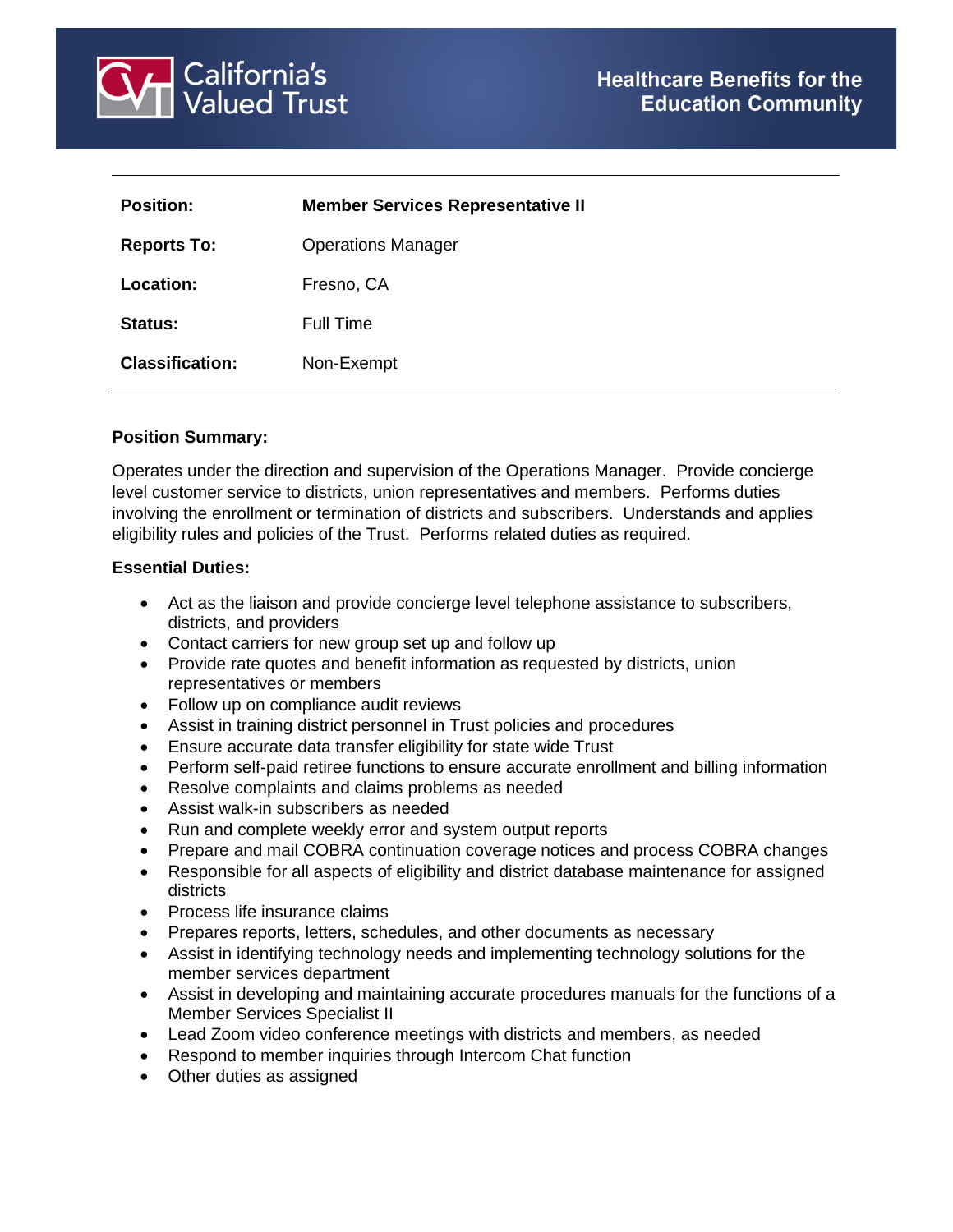California's Valued Trust

Healthcare Benefits for the Education Community

| | |
|---|---|
| **Position:** | **Member Services Representative II** |
| **Reports To:** | Operations Manager |
| **Location:** | Fresno, CA |
| **Status:** | Full Time |
| **Classification:** | Non-Exempt |

**Position Summary:**

Operates under the direction and supervision of the Operations Manager. Provide concierge level customer service to districts, union representatives and members. Performs duties involving the enrollment or termination of districts and subscribers. Understands and applies eligibility rules and policies of the Trust. Performs related duties as required.

**Essential Duties:**

- Act as the liaison and provide concierge level telephone assistance to subscribers, districts, and providers
- Contact carriers for new group set up and follow up
- Provide rate quotes and benefit information as requested by districts, union representatives or members
- Follow up on compliance audit reviews
- Assist in training district personnel in Trust policies and procedures
- Ensure accurate data transfer eligibility for state wide Trust
- Perform self-paid retiree functions to ensure accurate enrollment and billing information
- Resolve complaints and claims problems as needed
- Assist walk-in subscribers as needed
- Run and complete weekly error and system output reports
- Prepare and mail COBRA continuation coverage notices and process COBRA changes
- Responsible for all aspects of eligibility and district database maintenance for assigned districts
- Process life insurance claims
- Prepares reports, letters, schedules, and other documents as necessary
- Assist in identifying technology needs and implementing technology solutions for the member services department
- Assist in developing and maintaining accurate procedures manuals for the functions of a Member Services Specialist II
- Lead Zoom video conference meetings with districts and members, as needed
- Respond to member inquiries through Intercom Chat function
- Other duties as assigned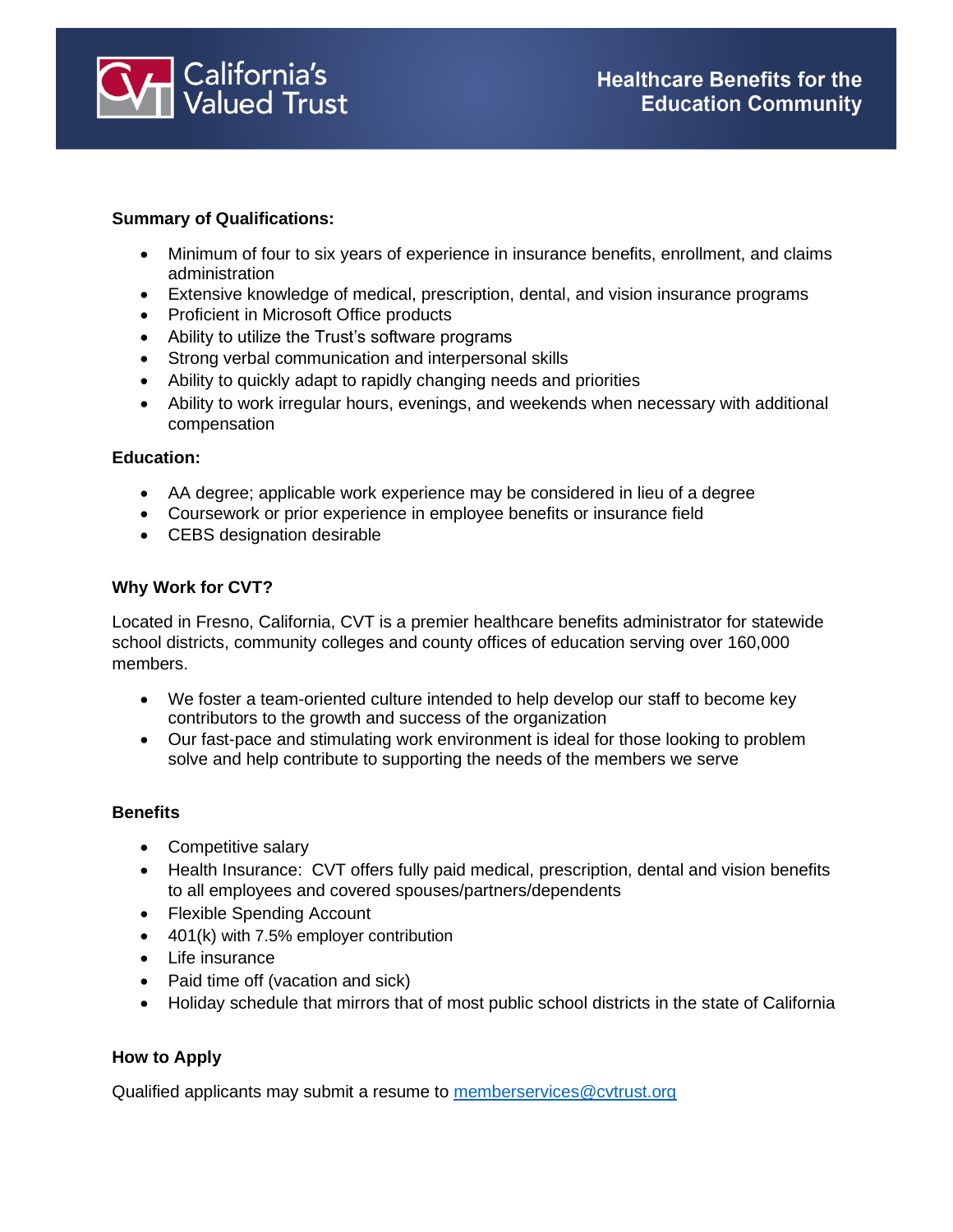**Summary of Qualifications:**

- Minimum of four to six years of experience in insurance benefits, enrollment, and claims administration
- Extensive knowledge of medical, prescription, dental, and vision insurance programs
- Proficient in Microsoft Office products
- Ability to utilize the Trust's software programs
- Strong verbal communication and interpersonal skills
- Ability to quickly adapt to rapidly changing needs and priorities
- Ability to work irregular hours, evenings, and weekends when necessary with additional compensation

**Education:**

- AA degree; applicable work experience may be considered in lieu of a degree
- Coursework or prior experience in employee benefits or insurance field
- CEBS designation desirable

**Why Work for CVT?**

Located in Fresno, California, CVT is a premier healthcare benefits administrator for statewide school districts, community colleges and county offices of education serving over 160,000 members.

- We foster a team-oriented culture intended to help develop our staff to become key contributors to the growth and success of the organization
- Our fast-pace and stimulating work environment is ideal for those looking to problem solve and help contribute to supporting the needs of the members we serve

**Benefits**

- Competitive salary
- Health Insurance: CVT offers fully paid medical, prescription, dental and vision benefits to all employees and covered spouses/partners/dependents
- Flexible Spending Account
- 401(k) with 7.5% employer contribution
- Life insurance
- Paid time off (vacation and sick)
- Holiday schedule that mirrors that of most public school districts in the state of California

**How to Apply**

Qualified applicants may submit a resume to memberservices@cvtrust.org